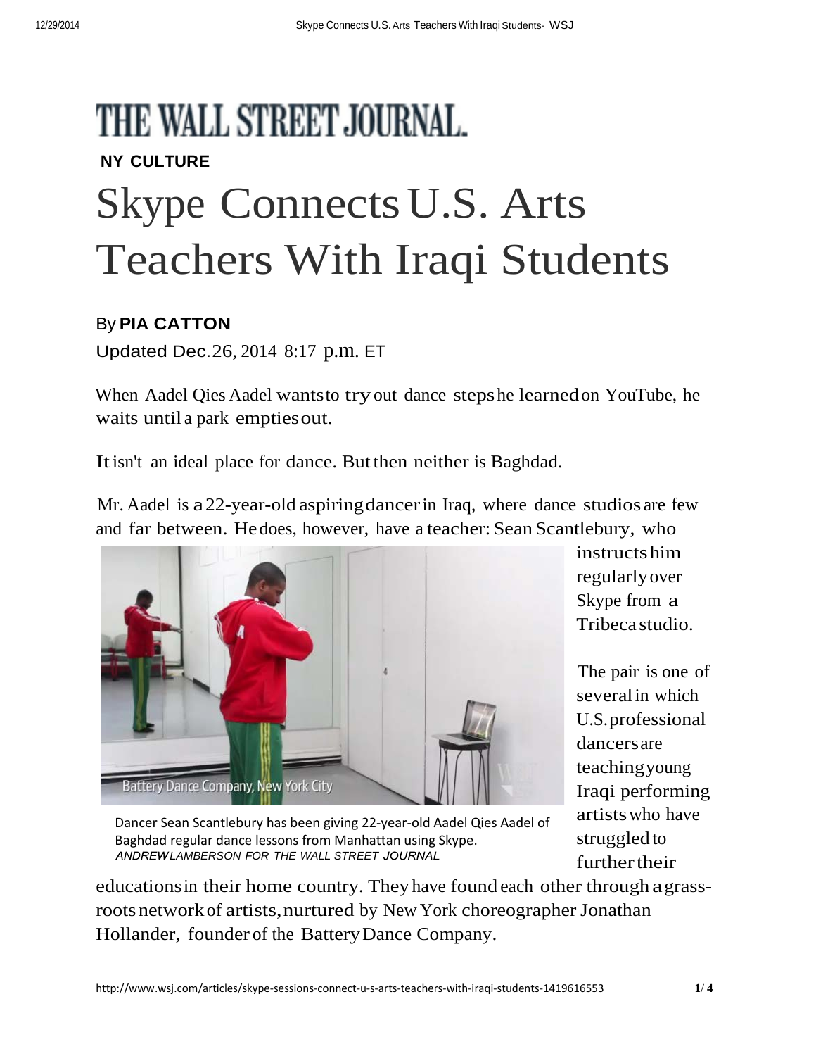# THE WALL STREET JOURNAL.

**NY CULTURE**

# Skype Connects U.S. Arts Teachers With Iraqi Students

By **PIA CATTON**

Updated Dec. 26, 2014 8:17 p.m. ET

When Aadel Qies Aadel wants to try out dance steps he learned on YouTube, he waits until a park empties out.

It isn't an ideal place for dance. But then neither is Baghdad.

Mr. Aadel is a 22-year-old aspiring dancer in Iraq, where dance studios are few and far between. He does, however, have a teacher: Sean Scantlebury, who instructs him regularly over Skype from a Tribeca studio.

Dancer Sean Scantlebury has been giving 22-year-old Aadel Qies Aadel of Baghdad regular dance lessons from Manhattan using Skype.
*ANDREW LAMBERSON FOR THE WALL STREET JOURNAL*

The pair is one of several in which U.S. professional dancers are teaching young Iraqi performing artists who have struggled to further their educations in their home country. They have found each other through a grass-roots network of artists, nurtured by New York choreographer Jonathan Hollander, founder of the Battery Dance Company.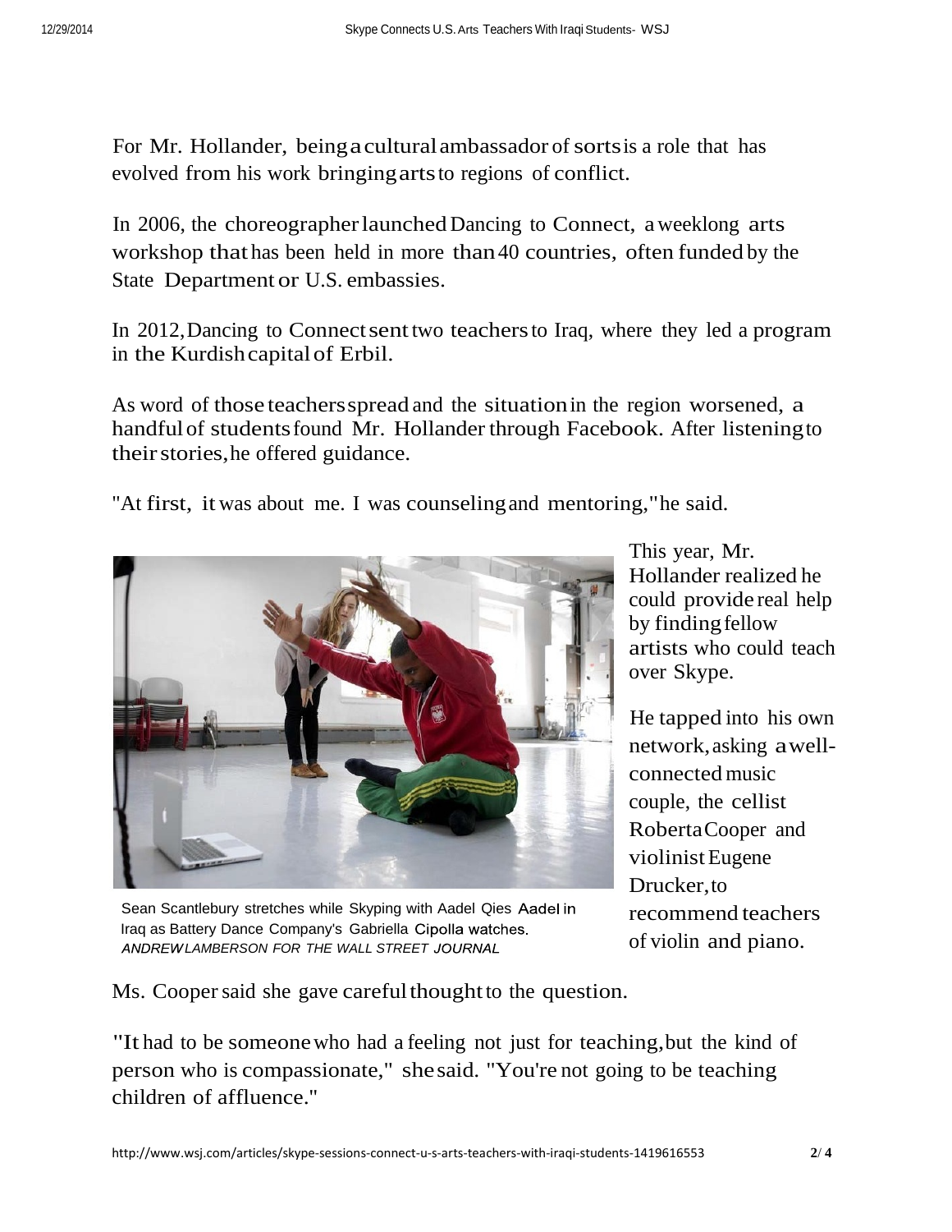For Mr. Hollander, being a cultural ambassador of sorts is a role that has evolved from his work bringing arts to regions of conflict.

In 2006, the choreographer launched Dancing to Connect, a weeklong arts workshop that has been held in more than 40 countries, often funded by the State Department or U.S. embassies.

In 2012, Dancing to Connect sent two teachers to Iraq, where they led a program in the Kurdish capital of Erbil.

As word of those teachers spread and the situation in the region worsened, a handful of students found Mr. Hollander through Facebook. After listening to their stories, he offered guidance.

"At first, it was about me. I was counseling and mentoring," he said.

Sean Scantlebury stretches while Skyping with Aadel Qies Aadel in Iraq as Battery Dance Company's Gabriella Cipolla watches. *ANDREW LAMBERSON FOR THE WALL STREET JOURNAL*

This year, Mr. Hollander realized he could provide real help by finding fellow artists who could teach over Skype.

He tapped into his own network, asking a well-connected music couple, the cellist Roberta Cooper and violinist Eugene Drucker, to recommend teachers of violin and piano.

Ms. Cooper said she gave careful thought to the question.

"It had to be someone who had a feeling not just for teaching, but the kind of person who is compassionate," she said. "You're not going to be teaching children of affluence."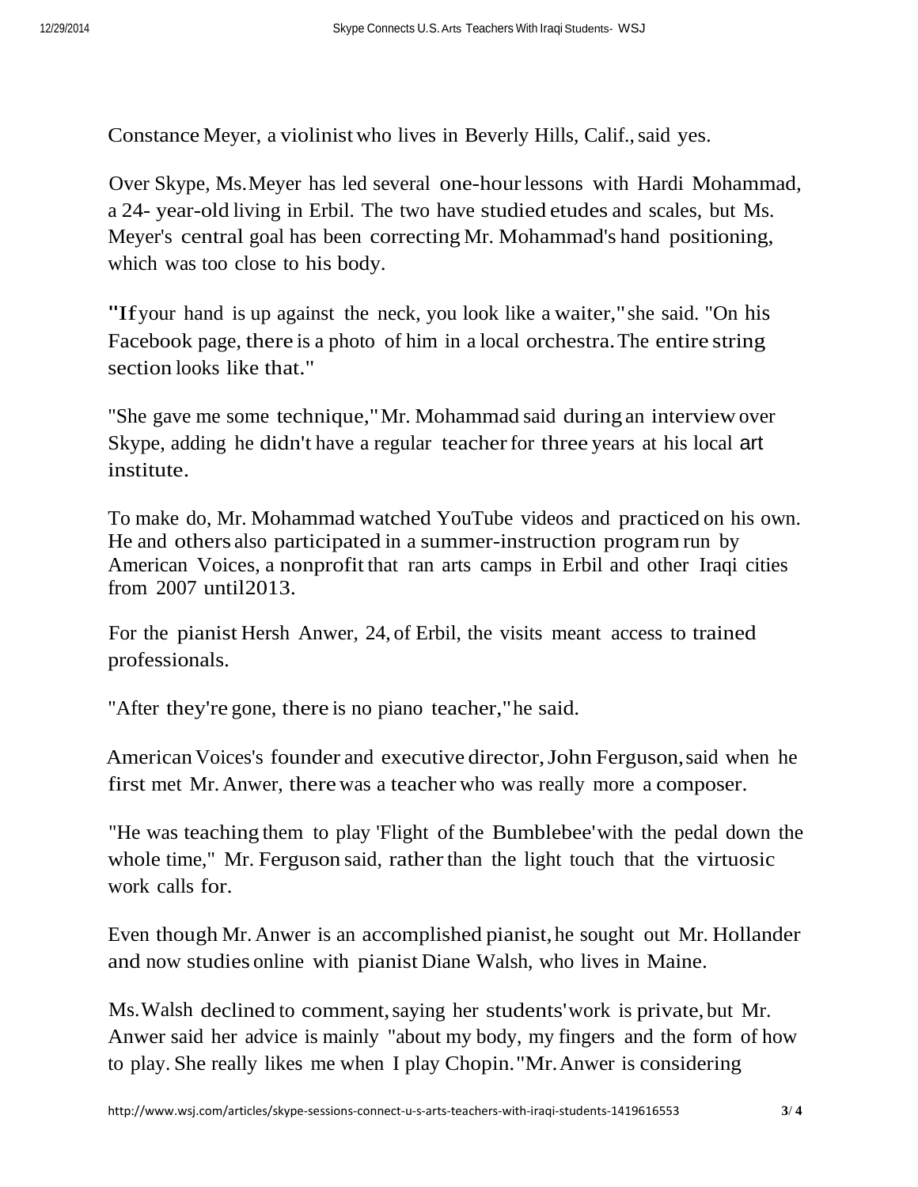Constance Meyer, a violinist who lives in Beverly Hills, Calif., said yes.

Over Skype, Ms. Meyer has led several one-hour lessons with Hardi Mohammad, a 24- year-old living in Erbil. The two have studied etudes and scales, but Ms. Meyer's central goal has been correcting Mr. Mohammad's hand positioning, which was too close to his body.

"If your hand is up against the neck, you look like a waiter," she said. "On his Facebook page, there is a photo of him in a local orchestra. The entire string section looks like that."

"She gave me some technique," Mr. Mohammad said during an interview over Skype, adding he didn't have a regular teacher for three years at his local art institute.

To make do, Mr. Mohammad watched YouTube videos and practiced on his own. He and others also participated in a summer-instruction program run by American Voices, a nonprofit that ran arts camps in Erbil and other Iraqi cities from 2007 until2013.

For the pianist Hersh Anwer, 24, of Erbil, the visits meant access to trained professionals.

"After they're gone, there is no piano teacher," he said.

American Voices's founder and executive director, John Ferguson, said when he first met Mr. Anwer, there was a teacher who was really more a composer.

"He was teaching them to play 'Flight of the Bumblebee' with the pedal down the whole time," Mr. Ferguson said, rather than the light touch that the virtuosic work calls for.

Even though Mr. Anwer is an accomplished pianist, he sought out Mr. Hollander and now studies online with pianist Diane Walsh, who lives in Maine.

Ms. Walsh declined to comment, saying her students' work is private, but Mr. Anwer said her advice is mainly "about my body, my fingers and the form of how to play. She really likes me when I play Chopin." Mr. Anwer is considering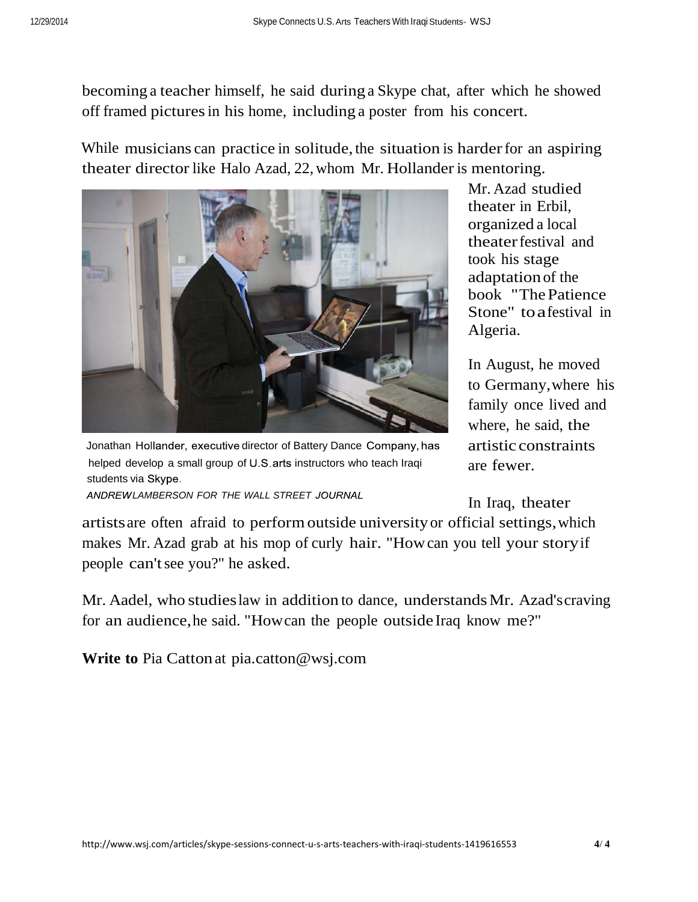becoming a teacher himself, he said during a Skype chat, after which he showed off framed pictures in his home, including a poster from his concert.

While musicians can practice in solitude, the situation is harder for an aspiring theater director like Halo Azad, 22, whom Mr. Hollander is mentoring.

Jonathan Hollander, executive director of Battery Dance Company, has helped develop a small group of U.S. arts instructors who teach Iraqi students via Skype.
*ANDREW LAMBERSON FOR THE WALL STREET JOURNAL*

Mr. Azad studied theater in Erbil, organized a local theater festival and took his stage adaptation of the book "The Patience Stone" to a festival in Algeria.

In August, he moved to Germany, where his family once lived and where, he said, the artistic constraints are fewer.

In Iraq, theater artists are often afraid to perform outside university or official settings, which makes Mr. Azad grab at his mop of curly hair. "How can you tell your story if people can't see you?" he asked.

Mr. Aadel, who studies law in addition to dance, understands Mr. Azad's craving for an audience, he said. "How can the people outside Iraq know me?"

**Write to** Pia Catton at pia.catton@wsj.com